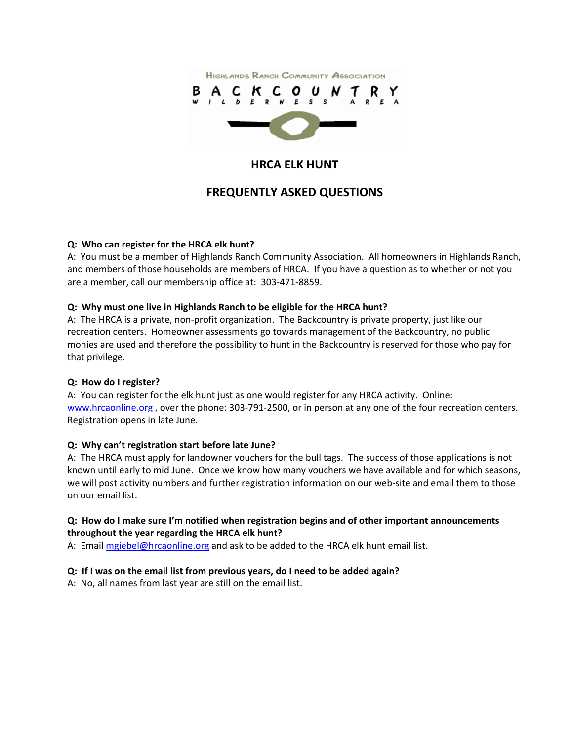Highlands Ranch Community Association

BACKCOUNTRY

WILDERNESS AREA

# HRCA ELK HUNT

# FREQUENTLY ASKED QUESTIONS

**Q: Who can register for the HRCA elk hunt?**
A: You must be a member of Highlands Ranch Community Association. All homeowners in Highlands Ranch, and members of those households are members of HRCA. If you have a question as to whether or not you are a member, call our membership office at: 303-471-8859.

**Q: Why must one live in Highlands Ranch to be eligible for the HRCA hunt?**
A: The HRCA is a private, non-profit organization. The Backcountry is private property, just like our recreation centers. Homeowner assessments go towards management of the Backcountry, no public monies are used and therefore the possibility to hunt in the Backcountry is reserved for those who pay for that privilege.

**Q: How do I register?**
A: You can register for the elk hunt just as one would register for any HRCA activity. Online: www.hrcaonline.org , over the phone: 303-791-2500, or in person at any one of the four recreation centers. Registration opens in late June.

**Q: Why can't registration start before late June?**
A: The HRCA must apply for landowner vouchers for the bull tags. The success of those applications is not known until early to mid June. Once we know how many vouchers we have available and for which seasons, we will post activity numbers and further registration information on our web-site and email them to those on our email list.

**Q: How do I make sure I'm notified when registration begins and of other important announcements throughout the year regarding the HRCA elk hunt?**
A: Email mgiebel@hrcaonline.org and ask to be added to the HRCA elk hunt email list.

**Q: If I was on the email list from previous years, do I need to be added again?**
A: No, all names from last year are still on the email list.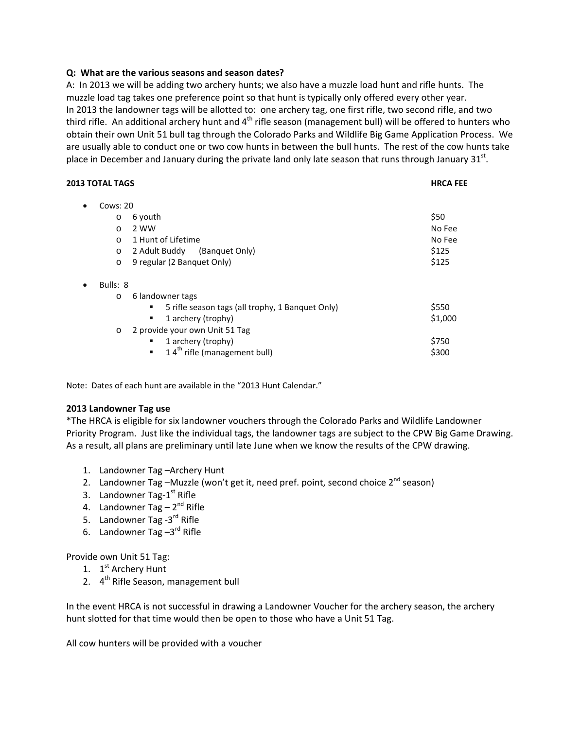**Q: What are the various seasons and season dates?**

A: In 2013 we will be adding two archery hunts; we also have a muzzle load hunt and rifle hunts. The muzzle load tag takes one preference point so that hunt is typically only offered every other year. In 2013 the landowner tags will be allotted to: one archery tag, one first rifle, two second rifle, and two third rifle. An additional archery hunt and 4th rifle season (management bull) will be offered to hunters who obtain their own Unit 51 bull tag through the Colorado Parks and Wildlife Big Game Application Process. We are usually able to conduct one or two cow hunts in between the bull hunts. The rest of the cow hunts take place in December and January during the private land only late season that runs through January 31st.

| 2013 TOTAL TAGS | HRCA FEE |
|---|---|
| • Cows: 20 | |
| o 6 youth | $50 |
| o 2 WW | No Fee |
| o 1 Hunt of Lifetime | No Fee |
| o 2 Adult Buddy (Banquet Only) | $125 |
| o 9 regular (2 Banquet Only) | $125 |
| • Bulls: 8 | |
| o 6 landowner tags | |
| ▪ 5 rifle season tags (all trophy, 1 Banquet Only) | $550 |
| ▪ 1 archery (trophy) | $1,000 |
| o 2 provide your own Unit 51 Tag | |
| ▪ 1 archery (trophy) | $750 |
| ▪ 1 4th rifle (management bull) | $300 |

Note: Dates of each hunt are available in the "2013 Hunt Calendar."

**2013 Landowner Tag use**

*The HRCA is eligible for six landowner vouchers through the Colorado Parks and Wildlife Landowner Priority Program. Just like the individual tags, the landowner tags are subject to the CPW Big Game Drawing. As a result, all plans are preliminary until late June when we know the results of the CPW drawing.

1. Landowner Tag –Archery Hunt
2. Landowner Tag –Muzzle (won't get it, need pref. point, second choice 2nd season)
3. Landowner Tag-1st Rifle
4. Landowner Tag – 2nd Rifle
5. Landowner Tag -3rd Rifle
6. Landowner Tag –3rd Rifle

Provide own Unit 51 Tag:

1. 1st Archery Hunt
2. 4th Rifle Season, management bull

In the event HRCA is not successful in drawing a Landowner Voucher for the archery season, the archery hunt slotted for that time would then be open to those who have a Unit 51 Tag.

All cow hunters will be provided with a voucher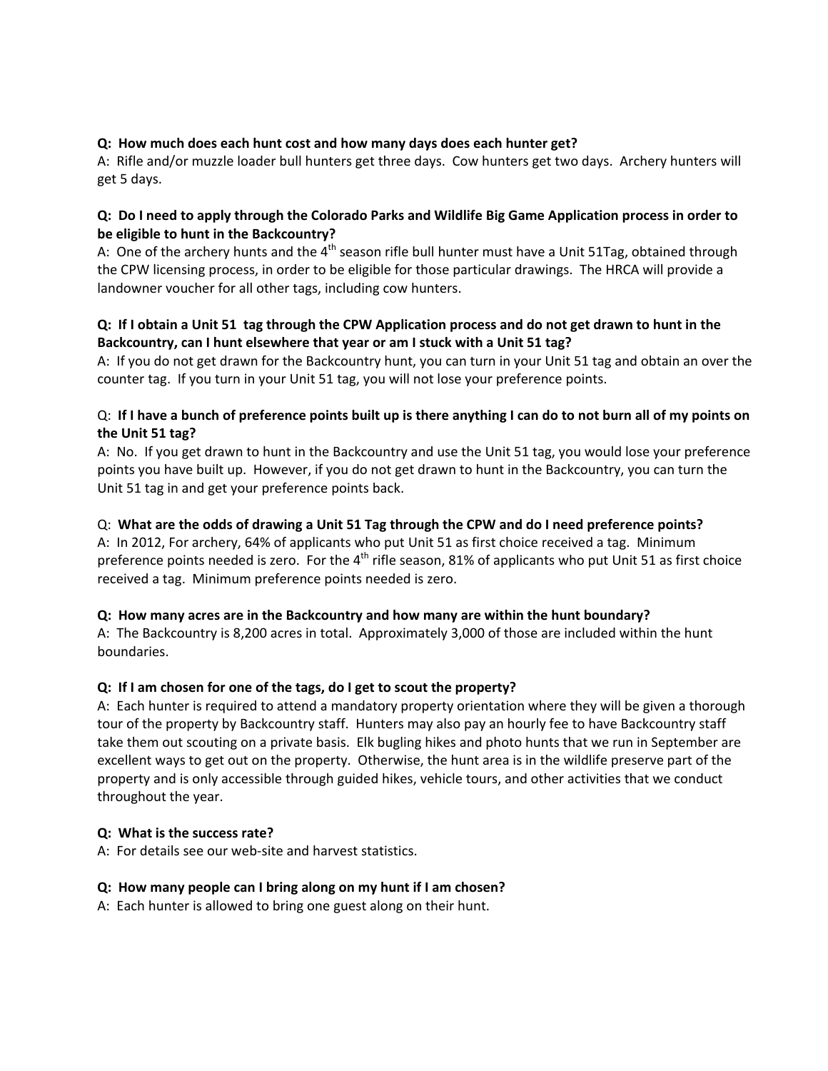**Q: How much does each hunt cost and how many days does each hunter get?**
A: Rifle and/or muzzle loader bull hunters get three days. Cow hunters get two days. Archery hunters will get 5 days.

**Q: Do I need to apply through the Colorado Parks and Wildlife Big Game Application process in order to be eligible to hunt in the Backcountry?**
A: One of the archery hunts and the 4th season rifle bull hunter must have a Unit 51Tag, obtained through the CPW licensing process, in order to be eligible for those particular drawings. The HRCA will provide a landowner voucher for all other tags, including cow hunters.

**Q: If I obtain a Unit 51 tag through the CPW Application process and do not get drawn to hunt in the Backcountry, can I hunt elsewhere that year or am I stuck with a Unit 51 tag?**
A: If you do not get drawn for the Backcountry hunt, you can turn in your Unit 51 tag and obtain an over the counter tag. If you turn in your Unit 51 tag, you will not lose your preference points.

Q: **If I have a bunch of preference points built up is there anything I can do to not burn all of my points on the Unit 51 tag?**
A: No. If you get drawn to hunt in the Backcountry and use the Unit 51 tag, you would lose your preference points you have built up. However, if you do not get drawn to hunt in the Backcountry, you can turn the Unit 51 tag in and get your preference points back.

Q: **What are the odds of drawing a Unit 51 Tag through the CPW and do I need preference points?**
A: In 2012, For archery, 64% of applicants who put Unit 51 as first choice received a tag. Minimum preference points needed is zero. For the 4th rifle season, 81% of applicants who put Unit 51 as first choice received a tag. Minimum preference points needed is zero.

**Q: How many acres are in the Backcountry and how many are within the hunt boundary?**
A: The Backcountry is 8,200 acres in total. Approximately 3,000 of those are included within the hunt boundaries.

**Q: If I am chosen for one of the tags, do I get to scout the property?**
A: Each hunter is required to attend a mandatory property orientation where they will be given a thorough tour of the property by Backcountry staff. Hunters may also pay an hourly fee to have Backcountry staff take them out scouting on a private basis. Elk bugling hikes and photo hunts that we run in September are excellent ways to get out on the property. Otherwise, the hunt area is in the wildlife preserve part of the property and is only accessible through guided hikes, vehicle tours, and other activities that we conduct throughout the year.

**Q: What is the success rate?**
A: For details see our web-site and harvest statistics.

**Q: How many people can I bring along on my hunt if I am chosen?**
A: Each hunter is allowed to bring one guest along on their hunt.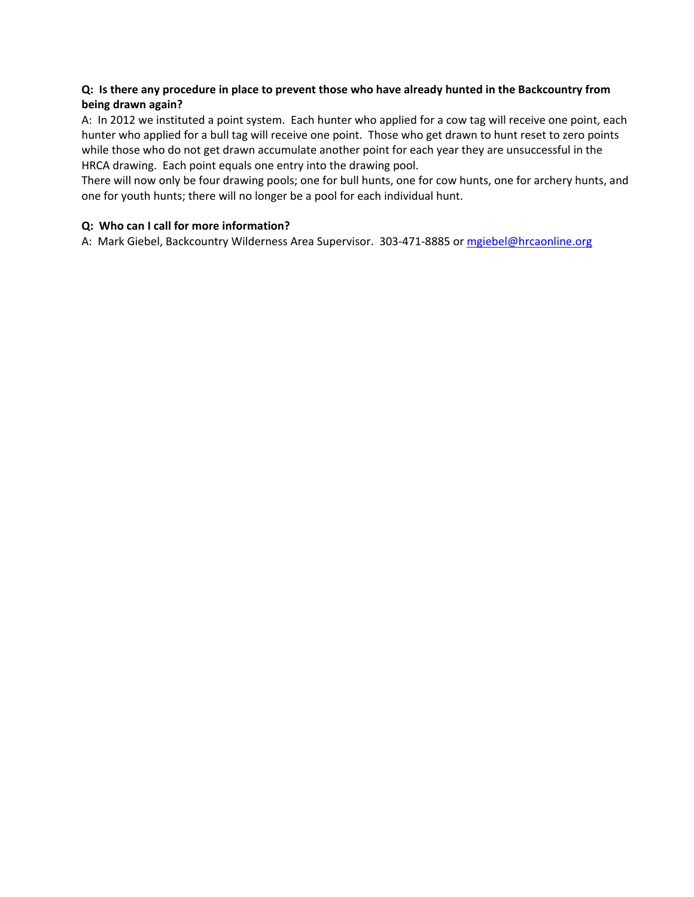**Q: Is there any procedure in place to prevent those who have already hunted in the Backcountry from being drawn again?**

A: In 2012 we instituted a point system. Each hunter who applied for a cow tag will receive one point, each hunter who applied for a bull tag will receive one point. Those who get drawn to hunt reset to zero points while those who do not get drawn accumulate another point for each year they are unsuccessful in the HRCA drawing. Each point equals one entry into the drawing pool.

There will now only be four drawing pools; one for bull hunts, one for cow hunts, one for archery hunts, and one for youth hunts; there will no longer be a pool for each individual hunt.

**Q: Who can I call for more information?**

A: Mark Giebel, Backcountry Wilderness Area Supervisor. 303-471-8885 or mgiebel@hrcaonline.org